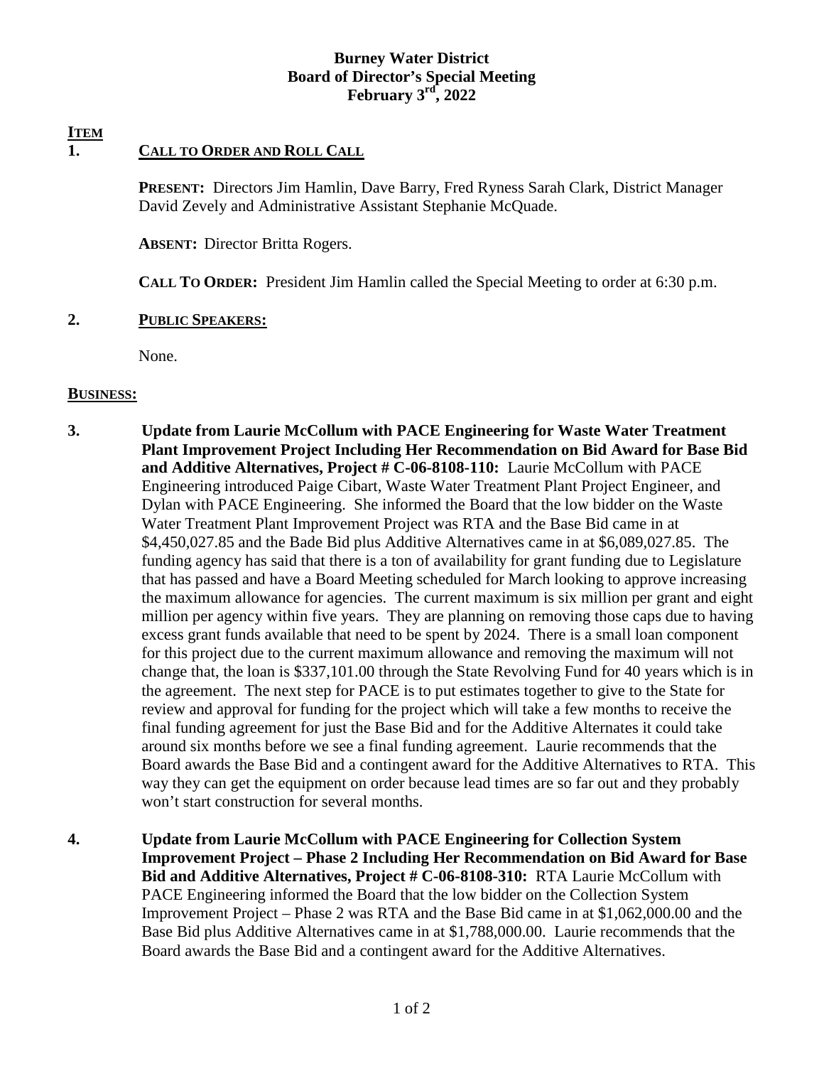**Burney Water District**
**Board of Director's Special Meeting**
**February 3rd, 2022**

**ITEM**

**1. CALL TO ORDER AND ROLL CALL**

**PRESENT:** Directors Jim Hamlin, Dave Barry, Fred Ryness Sarah Clark, District Manager David Zevely and Administrative Assistant Stephanie McQuade.

**ABSENT:** Director Britta Rogers.

**CALL TO ORDER:** President Jim Hamlin called the Special Meeting to order at 6:30 p.m.

**2. PUBLIC SPEAKERS:**

None.

**BUSINESS:**

**3. Update from Laurie McCollum with PACE Engineering for Waste Water Treatment Plant Improvement Project Including Her Recommendation on Bid Award for Base Bid and Additive Alternatives, Project # C-06-8108-110:** Laurie McCollum with PACE Engineering introduced Paige Cibart, Waste Water Treatment Plant Project Engineer, and Dylan with PACE Engineering. She informed the Board that the low bidder on the Waste Water Treatment Plant Improvement Project was RTA and the Base Bid came in at $4,450,027.85 and the Bade Bid plus Additive Alternatives came in at $6,089,027.85. The funding agency has said that there is a ton of availability for grant funding due to Legislature that has passed and have a Board Meeting scheduled for March looking to approve increasing the maximum allowance for agencies. The current maximum is six million per grant and eight million per agency within five years. They are planning on removing those caps due to having excess grant funds available that need to be spent by 2024. There is a small loan component for this project due to the current maximum allowance and removing the maximum will not change that, the loan is $337,101.00 through the State Revolving Fund for 40 years which is in the agreement. The next step for PACE is to put estimates together to give to the State for review and approval for funding for the project which will take a few months to receive the final funding agreement for just the Base Bid and for the Additive Alternates it could take around six months before we see a final funding agreement. Laurie recommends that the Board awards the Base Bid and a contingent award for the Additive Alternatives to RTA. This way they can get the equipment on order because lead times are so far out and they probably won't start construction for several months.

**4. Update from Laurie McCollum with PACE Engineering for Collection System Improvement Project – Phase 2 Including Her Recommendation on Bid Award for Base Bid and Additive Alternatives, Project # C-06-8108-310:** RTA Laurie McCollum with PACE Engineering informed the Board that the low bidder on the Collection System Improvement Project – Phase 2 was RTA and the Base Bid came in at $1,062,000.00 and the Base Bid plus Additive Alternatives came in at $1,788,000.00. Laurie recommends that the Board awards the Base Bid and a contingent award for the Additive Alternatives.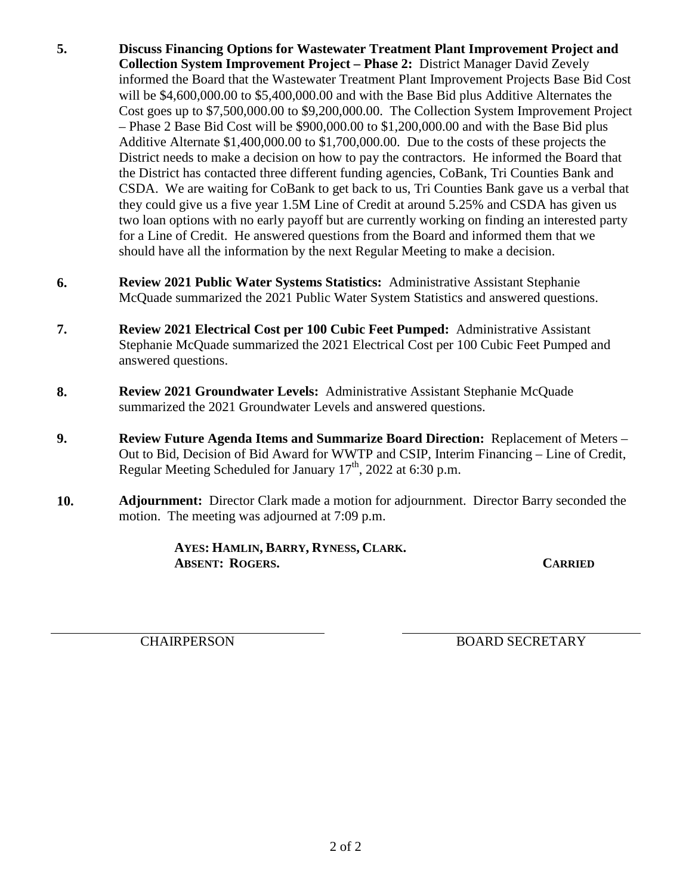5. **Discuss Financing Options for Wastewater Treatment Plant Improvement Project and Collection System Improvement Project – Phase 2:** District Manager David Zevely informed the Board that the Wastewater Treatment Plant Improvement Projects Base Bid Cost will be $4,600,000.00 to $5,400,000.00 and with the Base Bid plus Additive Alternates the Cost goes up to $7,500,000.00 to $9,200,000.00. The Collection System Improvement Project – Phase 2 Base Bid Cost will be $900,000.00 to $1,200,000.00 and with the Base Bid plus Additive Alternate $1,400,000.00 to $1,700,000.00. Due to the costs of these projects the District needs to make a decision on how to pay the contractors. He informed the Board that the District has contacted three different funding agencies, CoBank, Tri Counties Bank and CSDA. We are waiting for CoBank to get back to us, Tri Counties Bank gave us a verbal that they could give us a five year 1.5M Line of Credit at around 5.25% and CSDA has given us two loan options with no early payoff but are currently working on finding an interested party for a Line of Credit. He answered questions from the Board and informed them that we should have all the information by the next Regular Meeting to make a decision.

6. **Review 2021 Public Water Systems Statistics:** Administrative Assistant Stephanie McQuade summarized the 2021 Public Water System Statistics and answered questions.

7. **Review 2021 Electrical Cost per 100 Cubic Feet Pumped:** Administrative Assistant Stephanie McQuade summarized the 2021 Electrical Cost per 100 Cubic Feet Pumped and answered questions.

8. **Review 2021 Groundwater Levels:** Administrative Assistant Stephanie McQuade summarized the 2021 Groundwater Levels and answered questions.

9. **Review Future Agenda Items and Summarize Board Direction:** Replacement of Meters – Out to Bid, Decision of Bid Award for WWTP and CSIP, Interim Financing – Line of Credit, Regular Meeting Scheduled for January 17th, 2022 at 6:30 p.m.

10. **Adjournment:** Director Clark made a motion for adjournment. Director Barry seconded the motion. The meeting was adjourned at 7:09 p.m.

**AYES: HAMLIN, BARRY, RYNESS, CLARK.**
**ABSENT: ROGERS.** **CARRIED**

CHAIRPERSON

BOARD SECRETARY